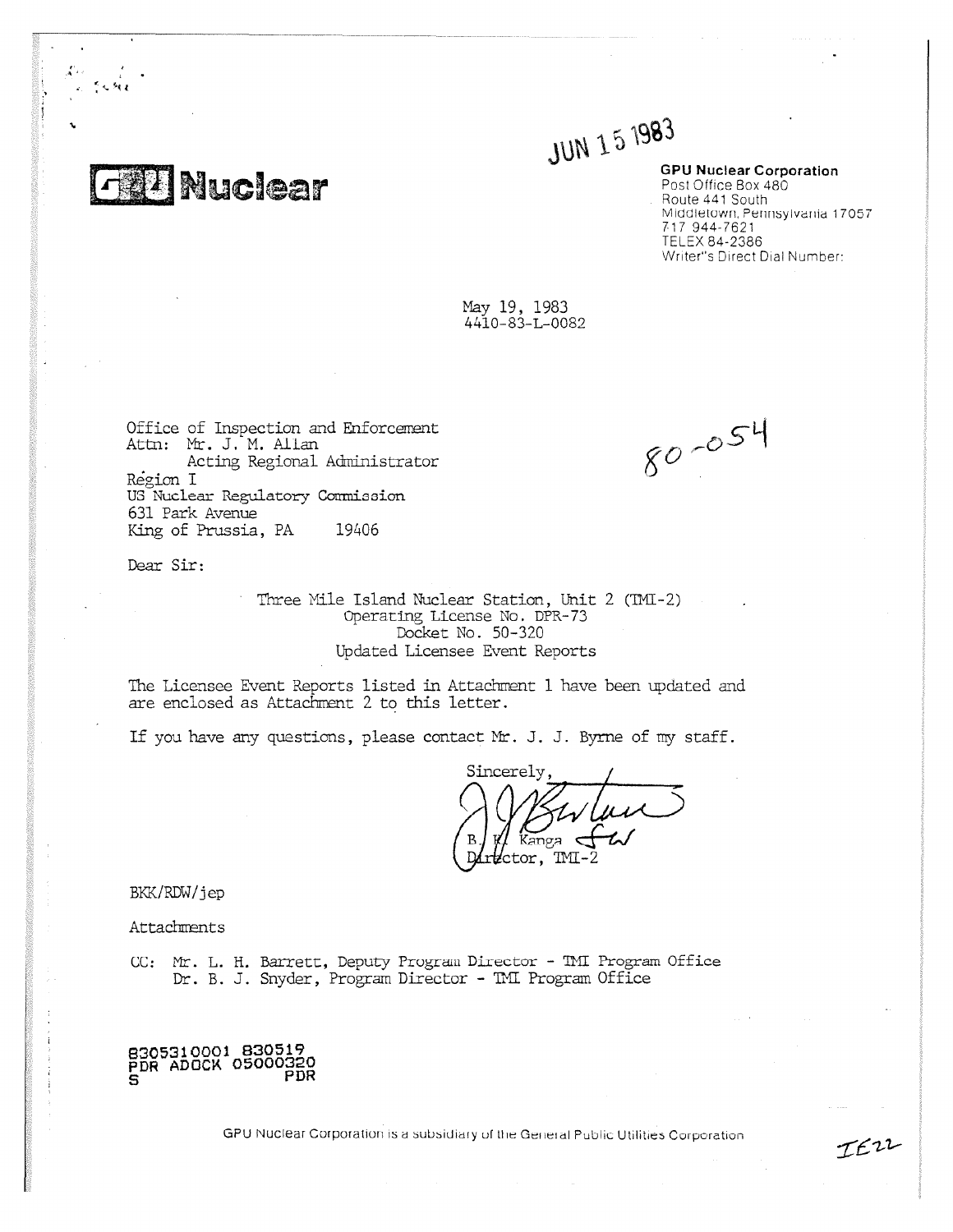GPU Nuclear

JUN 15 1983

**GPU Nuclear Corporation**
Post Office Box 480
Route 441 South
Middletown, Pennsylvania 17057
717 944-7621
TELEX 84-2386
Writer's Direct Dial Number:

May 19, 1983
4410-83-L-0082

80-054

Office of Inspection and Enforcement
Attn: Mr. J. M. Allan
Acting Regional Administrator
Region I
US Nuclear Regulatory Commission
631 Park Avenue
King of Prussia, PA 19406

Dear Sir:

Three Mile Island Nuclear Station, Unit 2 (TMI-2)
Operating License No. DPR-73
Docket No. 50-320
Updated Licensee Event Reports

The Licensee Event Reports listed in Attachment 1 have been updated and are enclosed as Attachment 2 to this letter.

If you have any questions, please contact Mr. J. J. Byrne of my staff.

Sincerely,

B. K. Kanga
Director, TMI-2

BKK/RDW/jep

Attachments

CC: Mr. L. H. Barrett, Deputy Program Director - TMI Program Office
Dr. B. J. Snyder, Program Director - TMI Program Office

8305310001 830519
PDR ADOCK 05000320
S PDR

GPU Nuclear Corporation is a subsidiary of the General Public Utilities Corporation

IE22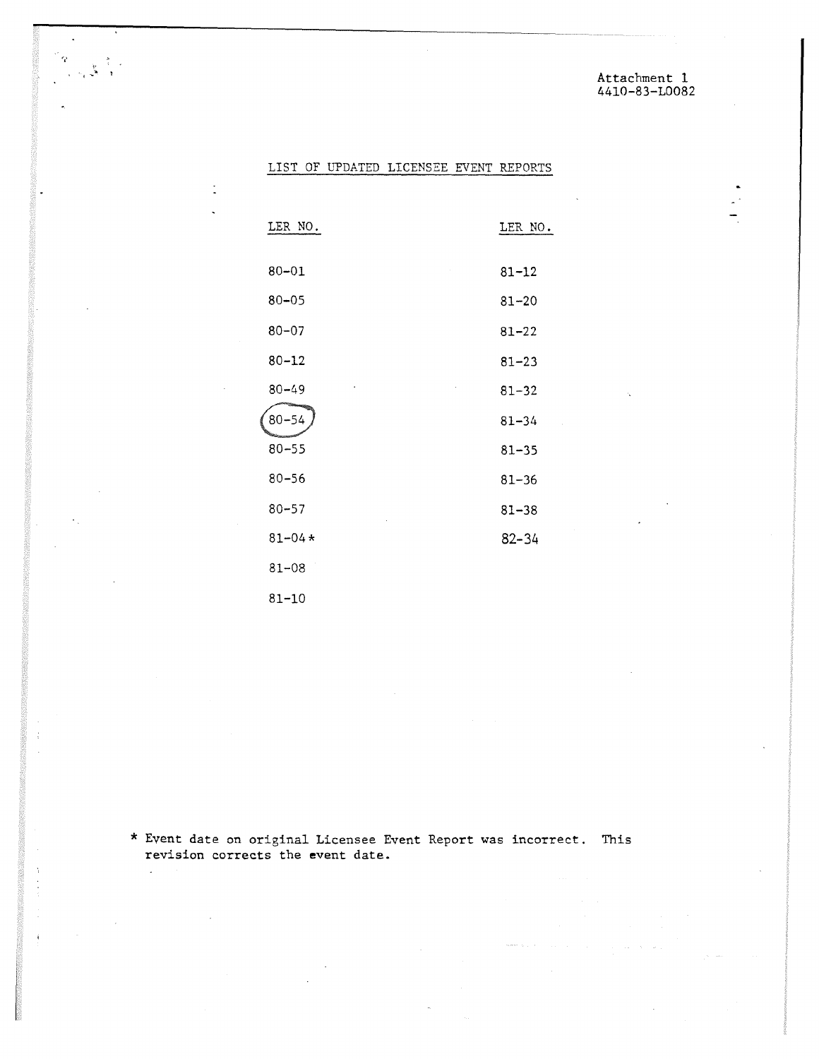Attachment 1
4410-83-L0082

## LIST OF UPDATED LICENSEE EVENT REPORTS

| LER NO. | LER NO. |
|---|---|
| 80-01 | 81-12 |
| 80-05 | 81-20 |
| 80-07 | 81-22 |
| 80-12 | 81-23 |
| 80-49 | 81-32 |
| 80-54 | 81-34 |
| 80-55 | 81-35 |
| 80-56 | 81-36 |
| 80-57 | 81-38 |
| 81-04* | 82-34 |
| 81-08 | |
| 81-10 | |

\* Event date on original Licensee Event Report was incorrect. This revision corrects the event date.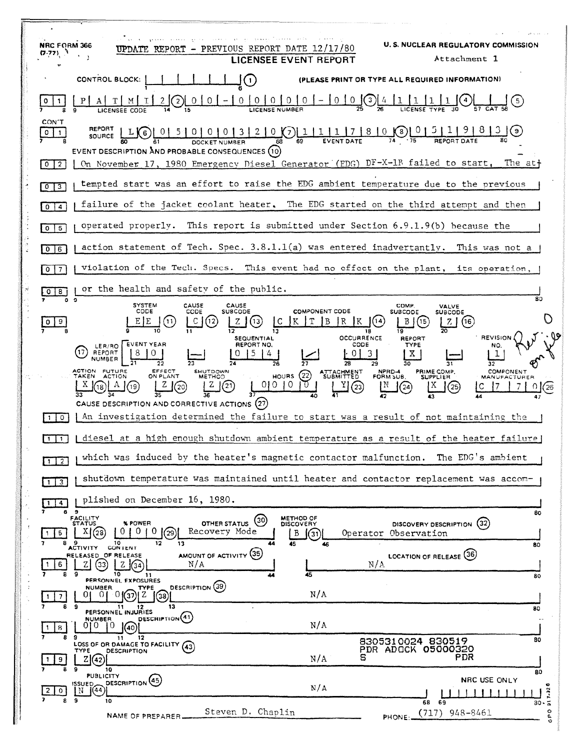NRC FORM 366 (7-77)

UPDATE REPORT - PREVIOUS REPORT DATE 12/17/80

**U. S. NUCLEAR REGULATORY COMMISSION**

# LICENSEE EVENT REPORT

Attachment 1

CONTROL BLOCK: (1) (PLEASE PRINT OR TYPE ALL REQUIRED INFORMATION)

| 01 | LICENSEE CODE | LICENSE NUMBER | LICENSE TYPE | CAT |
|---|---|---|---|---|
| | P A T M I 2 (2) | 0 0 - 0 0 0 0 0 - 0 0 (3) | 4 1 1 1 1 (4) | (5) |

| CON'T 01 | REPORT SOURCE | DOCKET NUMBER | EVENT DATE | REPORT DATE |
|---|---|---|---|---|
| | L (6) | 0 5 0 0 0 3 2 0 (7) | 1 1 1 7 8 0 (8) | 0 5 1 9 8 3 (9) |

**EVENT DESCRIPTION AND PROBABLE CONSEQUENCES (10)**

02 On November 17, 1980 Emergency Diesel Generator (EDG) DF-X-1B failed to start. The at-
03 tempted start was an effort to raise the EDG ambient temperature due to the previous
04 failure of the jacket coolant heater. The EDG started on the third attempt and then
05 operated properly. This report is submitted under Section 6.9.1.9(b) because the
06 action statement of Tech. Spec. 3.8.1.1(a) was entered inadvertantly. This was not a
07 violation of the Tech. Specs. This event had no effect on the plant, its operation,
08 or the health and safety of the public.

| 09 | SYSTEM CODE | CAUSE CODE | CAUSE SUBCODE | COMPONENT CODE | COMP. SUBCODE | VALVE SUBCODE |
|---|---|---|---|---|---|---|
| | E E (11) | C (12) | Z (13) | C K T B R K (14) | B (15) | Z (16) |

| (17) LER/RO REPORT NUMBER | EVENT YEAR | | SEQUENTIAL REPORT NO. | | OCCURRENCE CODE | REPORT TYPE | | REVISION NO. |
|---|---|---|---|---|---|---|---|---|
| | 8 0 | — | 0 5 4 | / | 0 3 | X | — | 1 |

| ACTION TAKEN | FUTURE ACTION | EFFECT ON PLANT | SHUTDOWN METHOD | HOURS (22) | ATTACHMENT SUBMITTED | NPRD-4 FORM SUB. | PRIME COMP. SUPPLIER | COMPONENT MANUFACTURER |
|---|---|---|---|---|---|---|---|---|
| X (18) | A (19) | Z (20) | Z (21) | 0 0 0 0 | Y (23) | N (24) | X (25) | C 7 7 0 (26) |

Rev. on file

**CAUSE DESCRIPTION AND CORRECTIVE ACTIONS (27)**

10 An investigation determined the failure to start was a result of not maintaining the
11 diesel at a high enough shutdown ambient temperature as a result of the heater failure
12 which was induced by the heater's magnetic contactor malfunction. The EDG's ambient
13 shutdown temperature was maintained until heater and contactor replacement was accom-
14 plished on December 16, 1980.

| 15 | FACILITY STATUS | % POWER | OTHER STATUS (30) | METHOD OF DISCOVERY | DISCOVERY DESCRIPTION (32) |
|---|---|---|---|---|---|
| | X (28) | 0 0 0 (29) | Recovery Mode | B (31) | Operator Observation |

| 16 | ACTIVITY RELEASED | CONTENT OF RELEASE | AMOUNT OF ACTIVITY (35) | LOCATION OF RELEASE (36) |
|---|---|---|---|---|
| | Z (33) | Z (34) | N/A | N/A |

| 17 | PERSONNEL EXPOSURES NUMBER | TYPE | DESCRIPTION (39) |
|---|---|---|---|
| | 0 0 0 (37) | Z (38) | N/A |

| 18 | PERSONNEL INJURIES NUMBER | DESCRIPTION (41) |
|---|---|---|
| | 0 0 0 (40) | N/A |

| 19 | LOSS OF OR DAMAGE TO FACILITY (43) TYPE | DESCRIPTION |
|---|---|---|
| | Z (42) | N/A |

8305310024 830519
PDR ADOCK 05000320
S PDR

| 20 | PUBLICITY ISSUED | DESCRIPTION (45) | NRC USE ONLY |
|---|---|---|---|
| | N (44) | N/A | |

NAME OF PREPARER Steven D. Chaplin PHONE: (717) 948-8461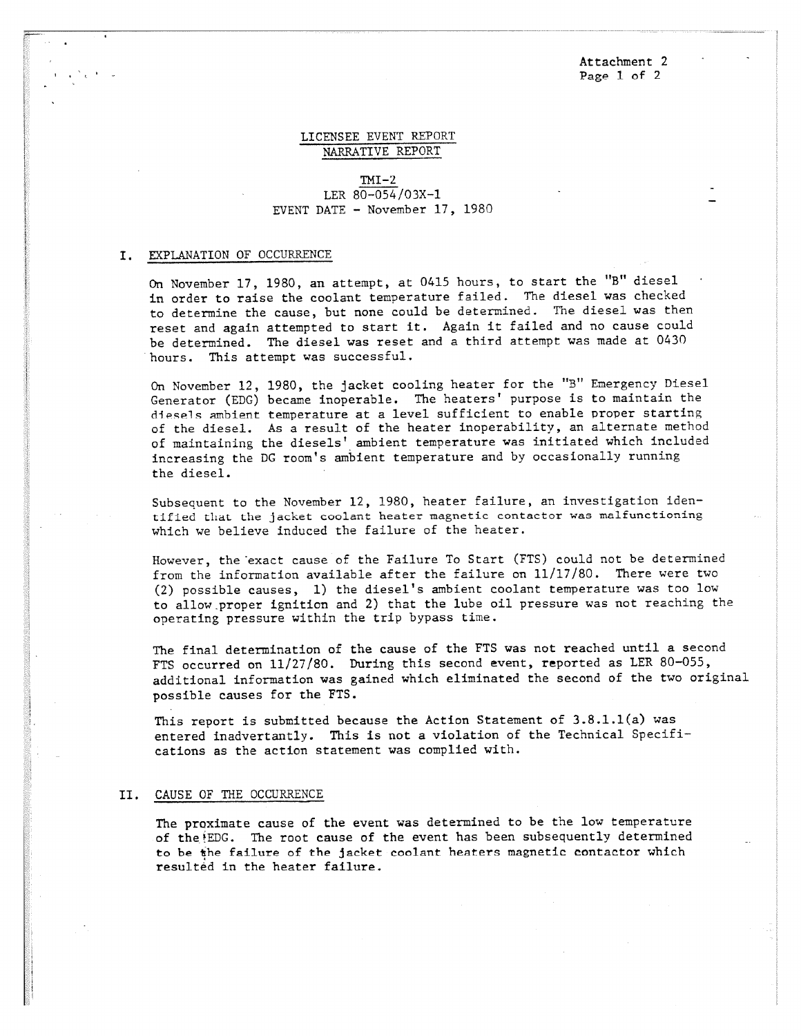Attachment 2

# LICENSEE EVENT REPORT
## NARRATIVE REPORT

TMI-2
LER 80-054/03X-1
EVENT DATE - November 17, 1980

## I. EXPLANATION OF OCCURRENCE

On November 17, 1980, an attempt, at 0415 hours, to start the "B" diesel in order to raise the coolant temperature failed. The diesel was checked to determine the cause, but none could be determined. The diesel was then reset and again attempted to start it. Again it failed and no cause could be determined. The diesel was reset and a third attempt was made at 0430 hours. This attempt was successful.

On November 12, 1980, the jacket cooling heater for the "B" Emergency Diesel Generator (EDG) became inoperable. The heaters' purpose is to maintain the diesels ambient temperature at a level sufficient to enable proper starting of the diesel. As a result of the heater inoperability, an alternate method of maintaining the diesels' ambient temperature was initiated which included increasing the DG room's ambient temperature and by occasionally running the diesel.

Subsequent to the November 12, 1980, heater failure, an investigation identified that the jacket coolant heater magnetic contactor was malfunctioning which we believe induced the failure of the heater.

However, the exact cause of the Failure To Start (FTS) could not be determined from the information available after the failure on 11/17/80. There were two (2) possible causes, 1) the diesel's ambient coolant temperature was too low to allow proper ignition and 2) that the lube oil pressure was not reaching the operating pressure within the trip bypass time.

The final determination of the cause of the FTS was not reached until a second FTS occurred on 11/27/80. During this second event, reported as LER 80-055, additional information was gained which eliminated the second of the two original possible causes for the FTS.

This report is submitted because the Action Statement of 3.8.1.1(a) was entered inadvertantly. This is not a violation of the Technical Specifications as the action statement was complied with.

## II. CAUSE OF THE OCCURRENCE

The proximate cause of the event was determined to be the low temperature of the EDG. The root cause of the event has been subsequently determined to be the failure of the jacket coolant heaters magnetic contactor which resulted in the heater failure.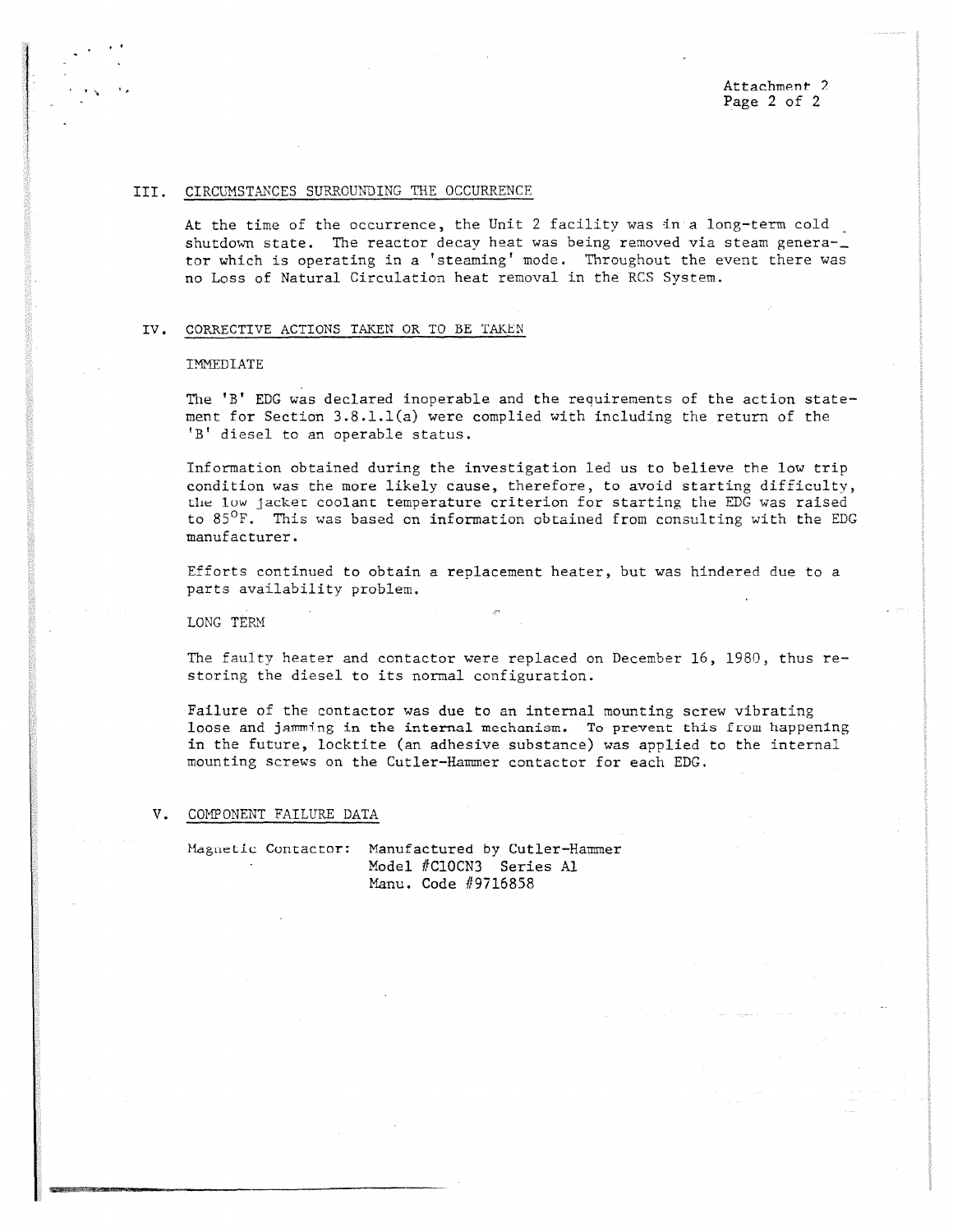### III. CIRCUMSTANCES SURROUNDING THE OCCURRENCE

At the time of the occurrence, the Unit 2 facility was in a long-term cold shutdown state. The reactor decay heat was being removed via steam generator which is operating in a 'steaming' mode. Throughout the event there was no Loss of Natural Circulation heat removal in the RCS System.

### IV. CORRECTIVE ACTIONS TAKEN OR TO BE TAKEN

IMMEDIATE

The 'B' EDG was declared inoperable and the requirements of the action statement for Section 3.8.1.1(a) were complied with including the return of the 'B' diesel to an operable status.

Information obtained during the investigation led us to believe the low trip condition was the more likely cause, therefore, to avoid starting difficulty, the low jacket coolant temperature criterion for starting the EDG was raised to 85°F. This was based on information obtained from consulting with the EDG manufacturer.

Efforts continued to obtain a replacement heater, but was hindered due to a parts availability problem.

LONG TERM

The faulty heater and contactor were replaced on December 16, 1980, thus restoring the diesel to its normal configuration.

Failure of the contactor was due to an internal mounting screw vibrating loose and jamming in the internal mechanism. To prevent this from happening in the future, locktite (an adhesive substance) was applied to the internal mounting screws on the Cutler-Hammer contactor for each EDG.

### V. COMPONENT FAILURE DATA

Magnetic Contactor: Manufactured by Cutler-Hammer
Model #C10CN3 Series A1
Manu. Code #9716858